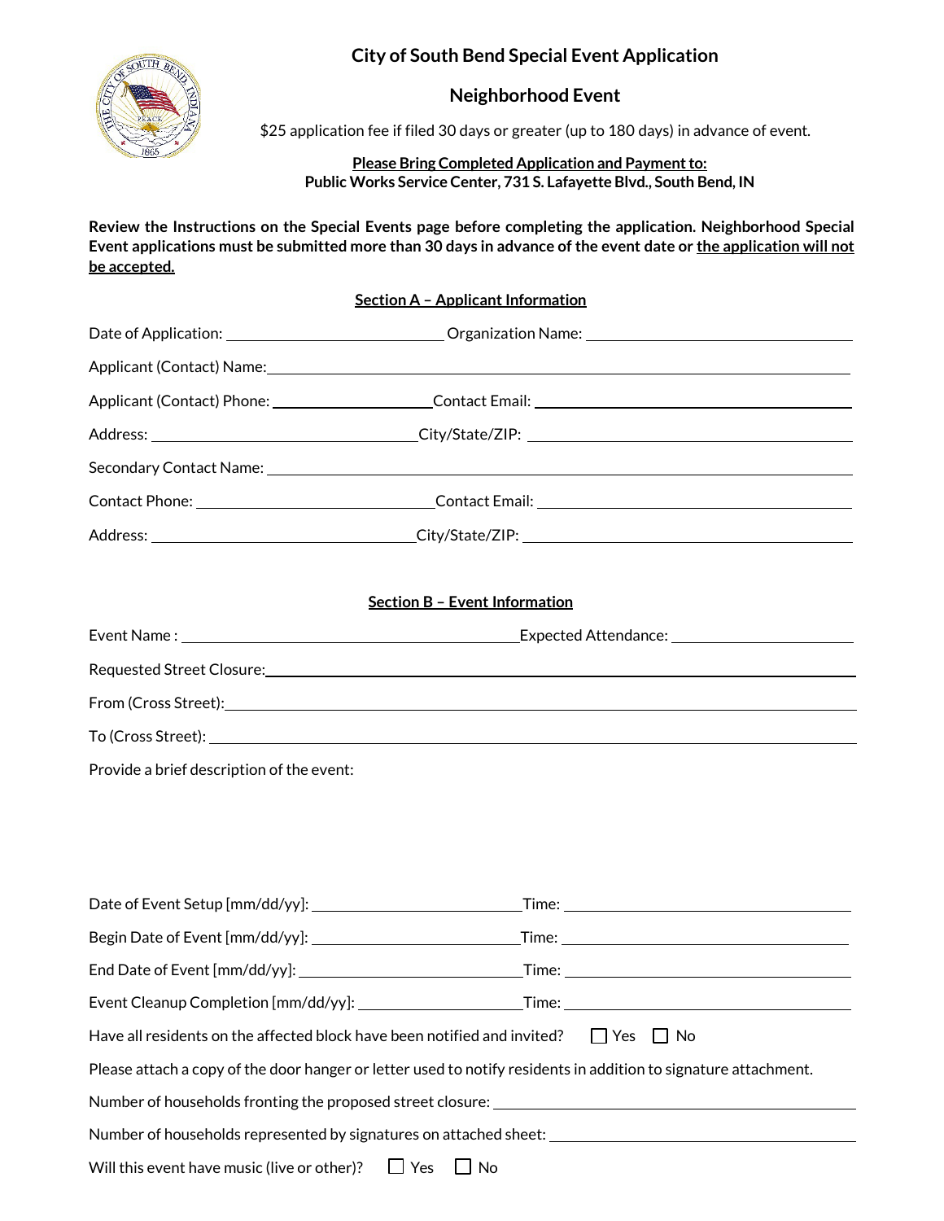# City of South Bend Special Event Application

## Neighborhood Event

$25 application fee if filed 30 days or greater (up to 180 days) in advance of event.

**Please Bring Completed Application and Payment to:**
**Public Works Service Center, 731 S. Lafayette Blvd., South Bend, IN**

**Review the Instructions on the Special Events page before completing the application. Neighborhood Special Event applications must be submitted more than 30 days in advance of the event date or the application will not be accepted.**

### Section A – Applicant Information

Date of Application: ____________________ Organization Name: ____________________

Applicant (Contact) Name: ________________________________________

Applicant (Contact) Phone: ____________________ Contact Email: ____________________

Address: ____________________ City/State/ZIP: ____________________

Secondary Contact Name: ________________________________________

Contact Phone: ____________________ Contact Email: ____________________

Address: ____________________ City/State/ZIP: ____________________

### Section B – Event Information

Event Name : ____________________ Expected Attendance: ____________________

Requested Street Closure: ________________________________________

From (Cross Street): ________________________________________

To (Cross Street): ________________________________________

Provide a brief description of the event:

Date of Event Setup [mm/dd/yy]: ____________________ Time: ____________________

Begin Date of Event [mm/dd/yy]: ____________________ Time: ____________________

End Date of Event [mm/dd/yy]: ____________________ Time: ____________________

Event Cleanup Completion [mm/dd/yy]: ____________________ Time: ____________________

Have all residents on the affected block have been notified and invited? ☐ Yes ☐ No

Please attach a copy of the door hanger or letter used to notify residents in addition to signature attachment.

Number of households fronting the proposed street closure: ____________________

Number of households represented by signatures on attached sheet: ____________________

Will this event have music (live or other)? ☐ Yes ☐ No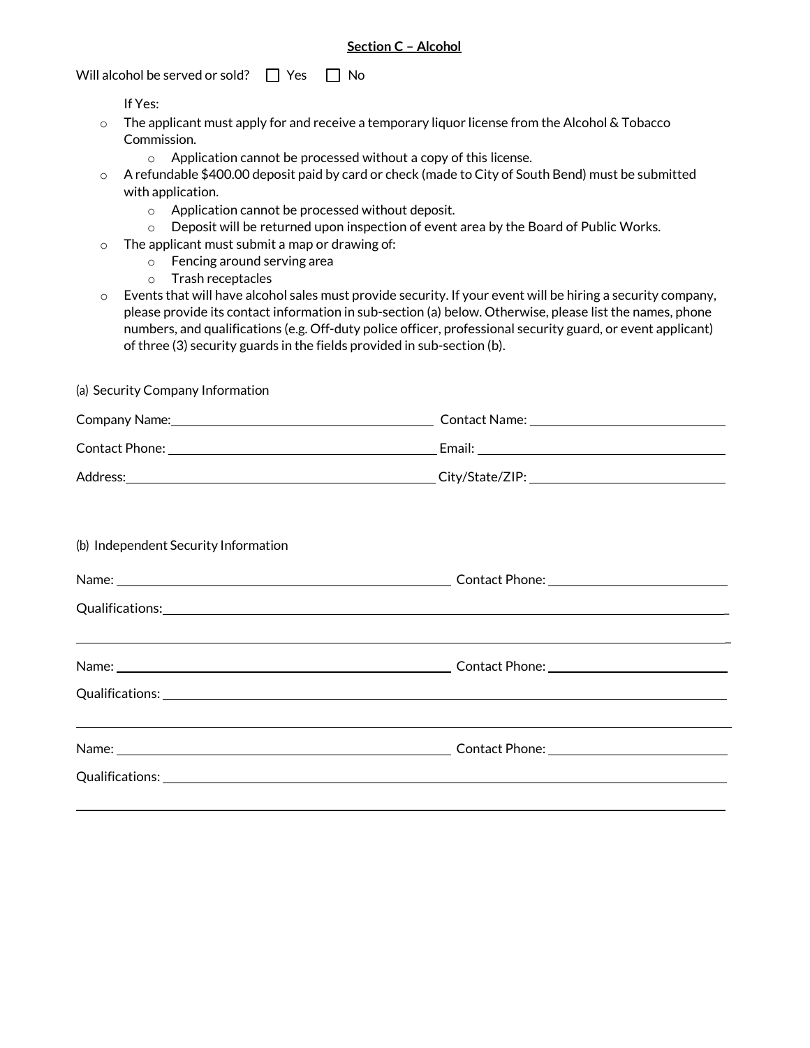## **Section C – Alcohol**

Will alcohol be served or sold? ☐ Yes ☐ No

If Yes:

- The applicant must apply for and receive a temporary liquor license from the Alcohol & Tobacco Commission.
  - Application cannot be processed without a copy of this license.
- A refundable $400.00 deposit paid by card or check (made to City of South Bend) must be submitted with application.
  - Application cannot be processed without deposit.
  - Deposit will be returned upon inspection of event area by the Board of Public Works.
- The applicant must submit a map or drawing of:
  - Fencing around serving area
  - Trash receptacles
- Events that will have alcohol sales must provide security. If your event will be hiring a security company, please provide its contact information in sub-section (a) below. Otherwise, please list the names, phone numbers, and qualifications (e.g. Off-duty police officer, professional security guard, or event applicant) of three (3) security guards in the fields provided in sub-section (b).

(a) Security Company Information

Company Name: ______________________ Contact Name: ______________________

Contact Phone: ______________________ Email: ______________________

Address: ______________________ City/State/ZIP: ______________________

(b) Independent Security Information

Name: ______________________ Contact Phone: ______________________

Qualifications: ______________________________________________

______________________________________________

Name: ______________________ Contact Phone: ______________________

Qualifications: ______________________________________________

______________________________________________

Name: ______________________ Contact Phone: ______________________

Qualifications: ______________________________________________

______________________________________________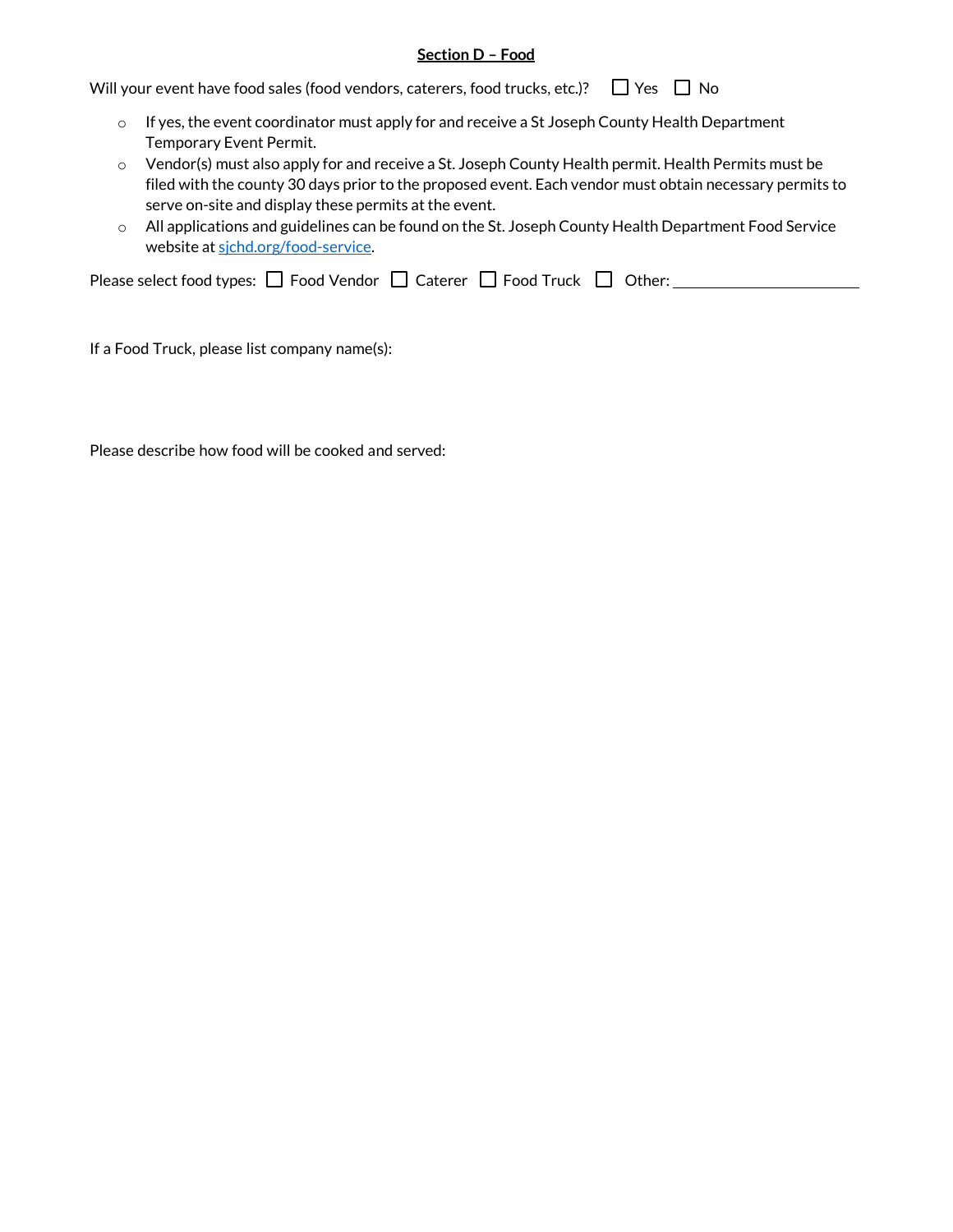## Section D – Food

Will your event have food sales (food vendors, caterers, food trucks, etc.)? ☐ Yes ☐ No

- If yes, the event coordinator must apply for and receive a St Joseph County Health Department Temporary Event Permit.
- Vendor(s) must also apply for and receive a St. Joseph County Health permit. Health Permits must be filed with the county 30 days prior to the proposed event. Each vendor must obtain necessary permits to serve on-site and display these permits at the event.
- All applications and guidelines can be found on the St. Joseph County Health Department Food Service website at [sjchd.org/food-service](sjchd.org/food-service).

Please select food types: ☐ Food Vendor ☐ Caterer ☐ Food Truck ☐ Other: ____________________

If a Food Truck, please list company name(s):

Please describe how food will be cooked and served: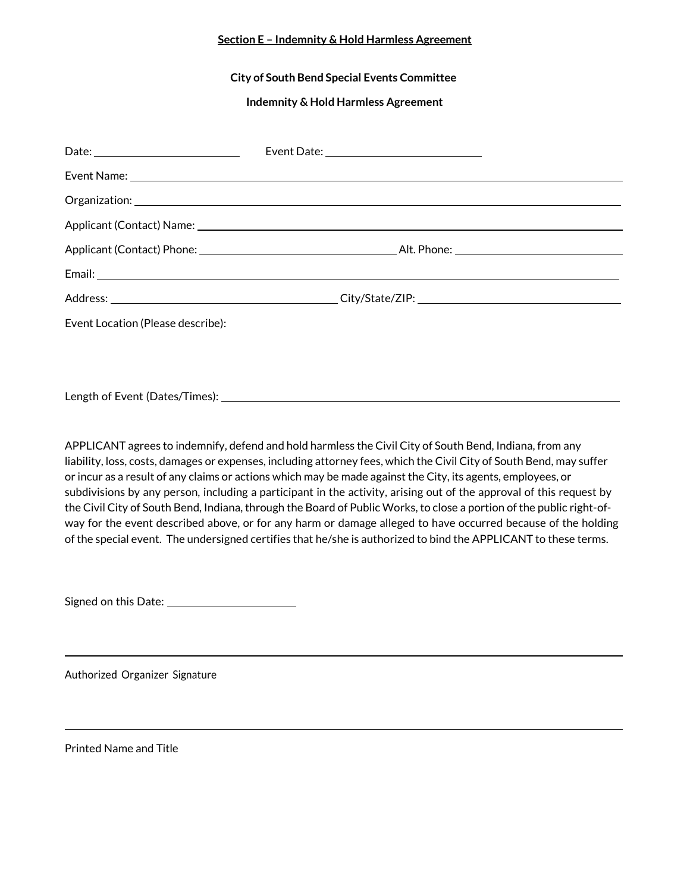**Section E – Indemnity & Hold Harmless Agreement**

**City of South Bend Special Events Committee**

**Indemnity & Hold Harmless Agreement**

Date: ______________________ Event Date: ______________________

Event Name: ______________________________________________

Organization: ______________________________________________

Applicant (Contact) Name: ______________________________________________

Applicant (Contact) Phone: ______________________ Alt. Phone: ______________________

Email: ______________________________________________

Address: ______________________ City/State/ZIP: ______________________

Event Location (Please describe):

Length of Event (Dates/Times): ______________________________________________

APPLICANT agrees to indemnify, defend and hold harmless the Civil City of South Bend, Indiana, from any liability, loss, costs, damages or expenses, including attorney fees, which the Civil City of South Bend, may suffer or incur as a result of any claims or actions which may be made against the City, its agents, employees, or subdivisions by any person, including a participant in the activity, arising out of the approval of this request by the Civil City of South Bend, Indiana, through the Board of Public Works, to close a portion of the public right-of-way for the event described above, or for any harm or damage alleged to have occurred because of the holding of the special event. The undersigned certifies that he/she is authorized to bind the APPLICANT to these terms.

Signed on this Date: ______________________

______________________________________________

Authorized Organizer Signature

______________________________________________

Printed Name and Title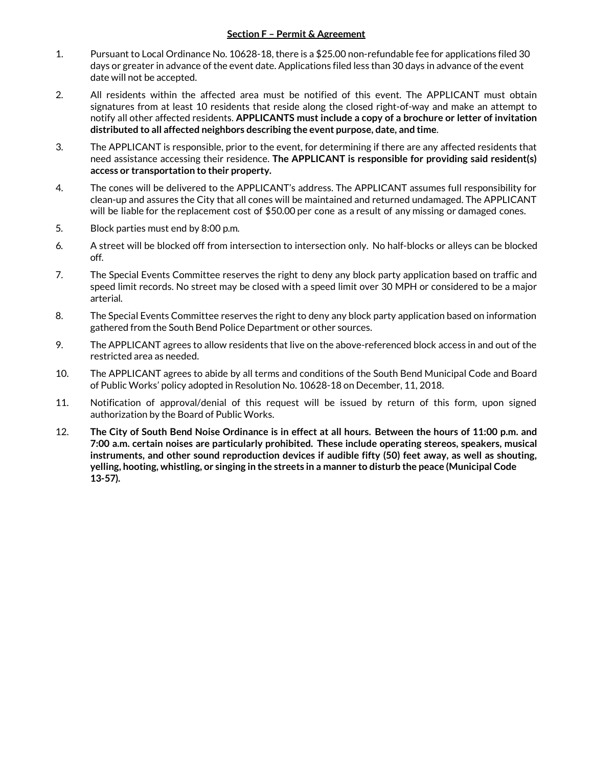**Section F – Permit & Agreement**

1. Pursuant to Local Ordinance No. 10628-18, there is a $25.00 non-refundable fee for applications filed 30 days or greater in advance of the event date. Applications filed less than 30 days in advance of the event date will not be accepted.

2. All residents within the affected area must be notified of this event. The APPLICANT must obtain signatures from at least 10 residents that reside along the closed right-of-way and make an attempt to notify all other affected residents. **APPLICANTS must include a copy of a brochure or letter of invitation distributed to all affected neighbors describing the event purpose, date, and time**.

3. The APPLICANT is responsible, prior to the event, for determining if there are any affected residents that need assistance accessing their residence. **The APPLICANT is responsible for providing said resident(s) access or transportation to their property.**

4. The cones will be delivered to the APPLICANT's address. The APPLICANT assumes full responsibility for clean-up and assures the City that all cones will be maintained and returned undamaged. The APPLICANT will be liable for the replacement cost of $50.00 per cone as a result of any missing or damaged cones.

5. Block parties must end by 8:00 p.m.

6. A street will be blocked off from intersection to intersection only. No half-blocks or alleys can be blocked off.

7. The Special Events Committee reserves the right to deny any block party application based on traffic and speed limit records. No street may be closed with a speed limit over 30 MPH or considered to be a major arterial.

8. The Special Events Committee reserves the right to deny any block party application based on information gathered from the South Bend Police Department or other sources.

9. The APPLICANT agrees to allow residents that live on the above-referenced block access in and out of the restricted area as needed.

10. The APPLICANT agrees to abide by all terms and conditions of the South Bend Municipal Code and Board of Public Works' policy adopted in Resolution No. 10628-18 on December, 11, 2018.

11. Notification of approval/denial of this request will be issued by return of this form, upon signed authorization by the Board of Public Works.

12. **The City of South Bend Noise Ordinance is in effect at all hours. Between the hours of 11:00 p.m. and 7:00 a.m. certain noises are particularly prohibited. These include operating stereos, speakers, musical instruments, and other sound reproduction devices if audible fifty (50) feet away, as well as shouting, yelling, hooting, whistling, or singing in the streets in a manner to disturb the peace (Municipal Code 13-57).**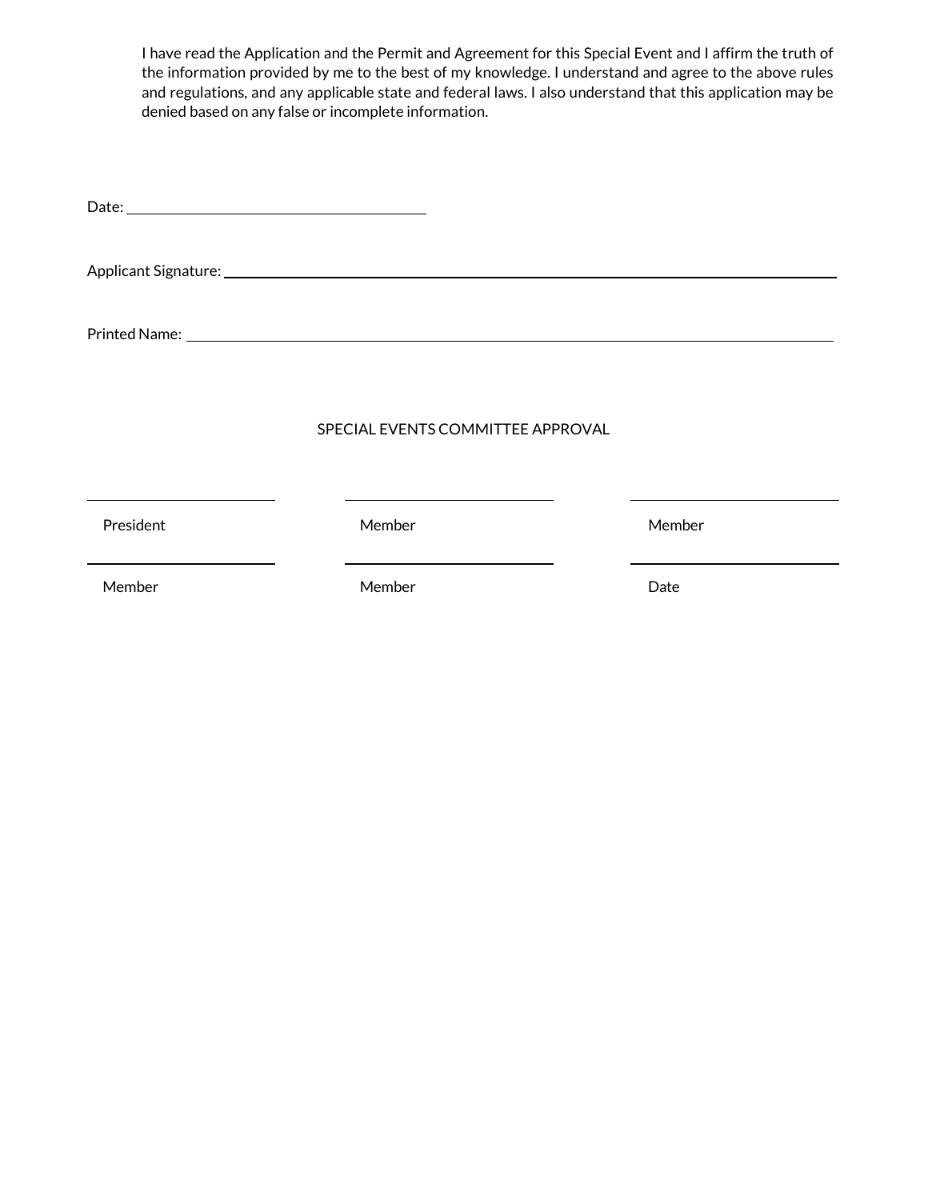I have read the Application and the Permit and Agreement for this Special Event and I affirm the truth of the information provided by me to the best of my knowledge. I understand and agree to the above rules and regulations, and any applicable state and federal laws. I also understand that this application may be denied based on any false or incomplete information.

Date: ______________________________

Applicant Signature: ______________________________________________________________

Printed Name: ______________________________________________________________

SPECIAL EVENTS COMMITTEE APPROVAL

| | | |
|---|---|---|
| ____________________ | ____________________ | ____________________ |
| President | Member | Member |
| ____________________ | ____________________ | ____________________ |
| Member | Member | Date |